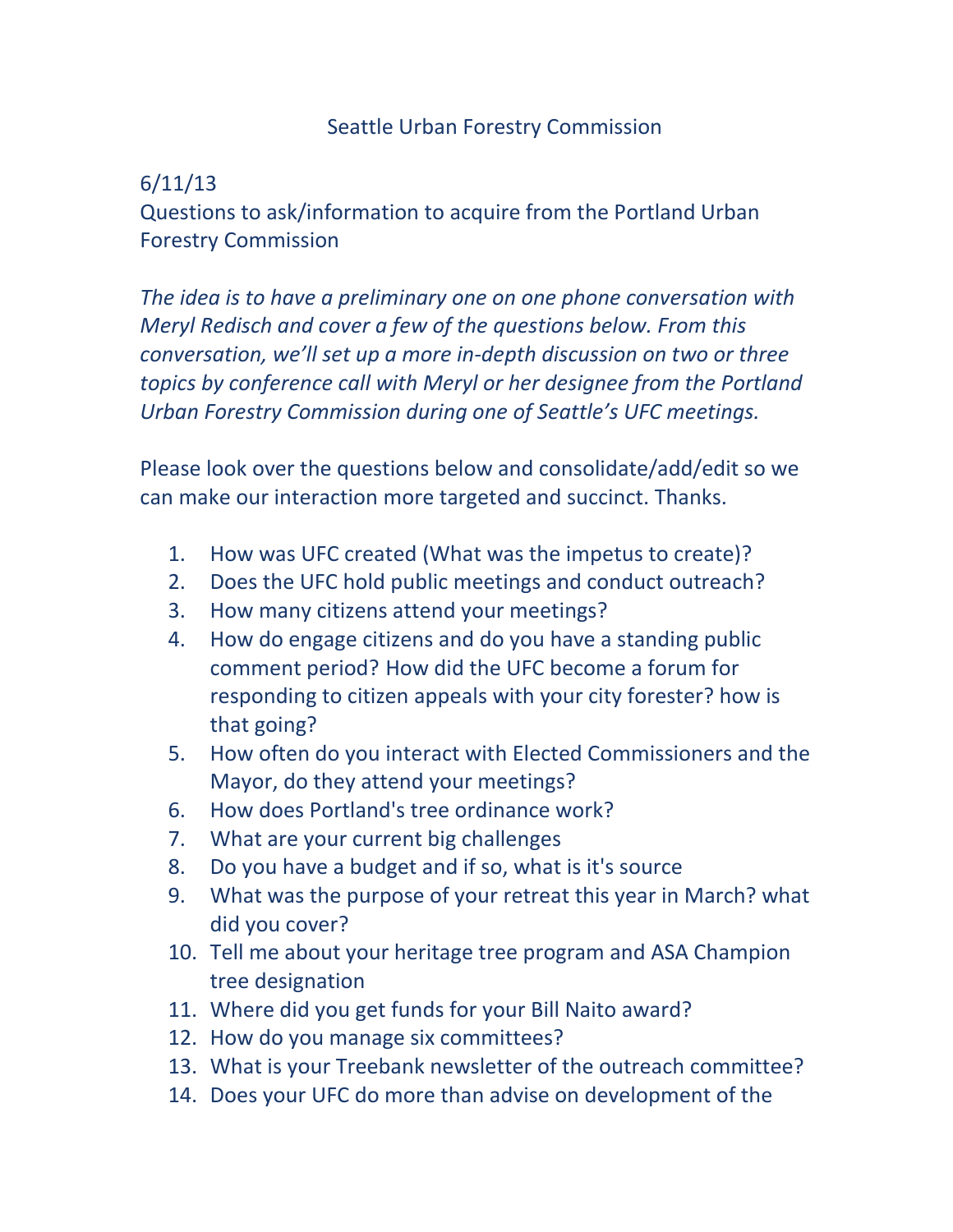Seattle Urban Forestry Commission

6/11/13

Questions to ask/information to acquire from the Portland Urban Forestry Commission

*The idea is to have a preliminary one on one phone conversation with Meryl Redisch and cover a few of the questions below. From this conversation, we'll set up a more in-depth discussion on two or three topics by conference call with Meryl or her designee from the Portland Urban Forestry Commission during one of Seattle's UFC meetings.*

Please look over the questions below and consolidate/add/edit so we can make our interaction more targeted and succinct. Thanks.

1. How was UFC created (What was the impetus to create)?
2. Does the UFC hold public meetings and conduct outreach?
3. How many citizens attend your meetings?
4. How do engage citizens and do you have a standing public comment period? How did the UFC become a forum for responding to citizen appeals with your city forester? how is that going?
5. How often do you interact with Elected Commissioners and the Mayor, do they attend your meetings?
6. How does Portland's tree ordinance work?
7. What are your current big challenges
8. Do you have a budget and if so, what is it's source
9. What was the purpose of your retreat this year in March? what did you cover?
10. Tell me about your heritage tree program and ASA Champion tree designation
11. Where did you get funds for your Bill Naito award?
12. How do you manage six committees?
13. What is your Treebank newsletter of the outreach committee?
14. Does your UFC do more than advise on development of the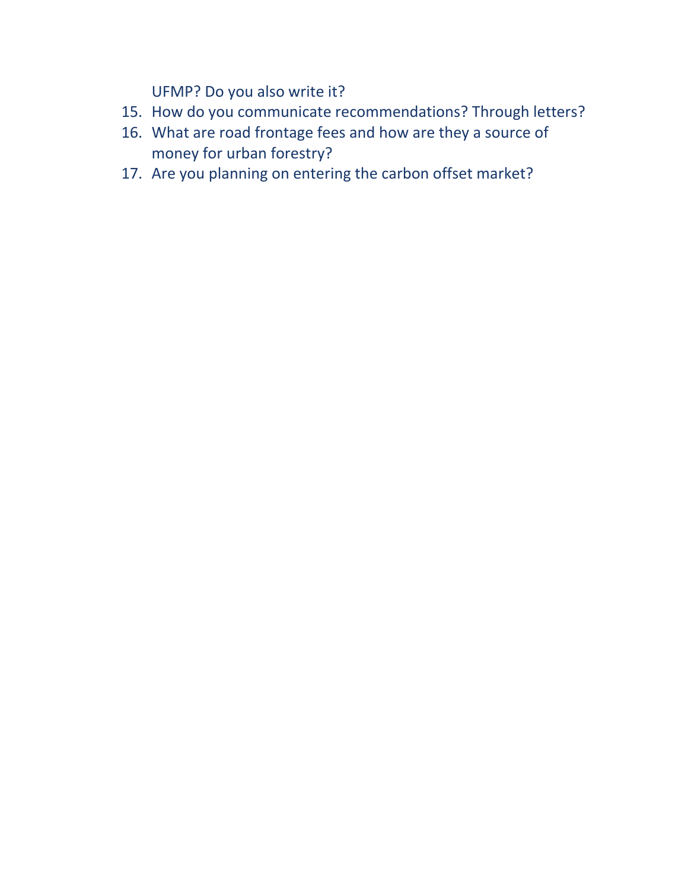UFMP? Do you also write it?

15. How do you communicate recommendations? Through letters?
16. What are road frontage fees and how are they a source of money for urban forestry?
17. Are you planning on entering the carbon offset market?